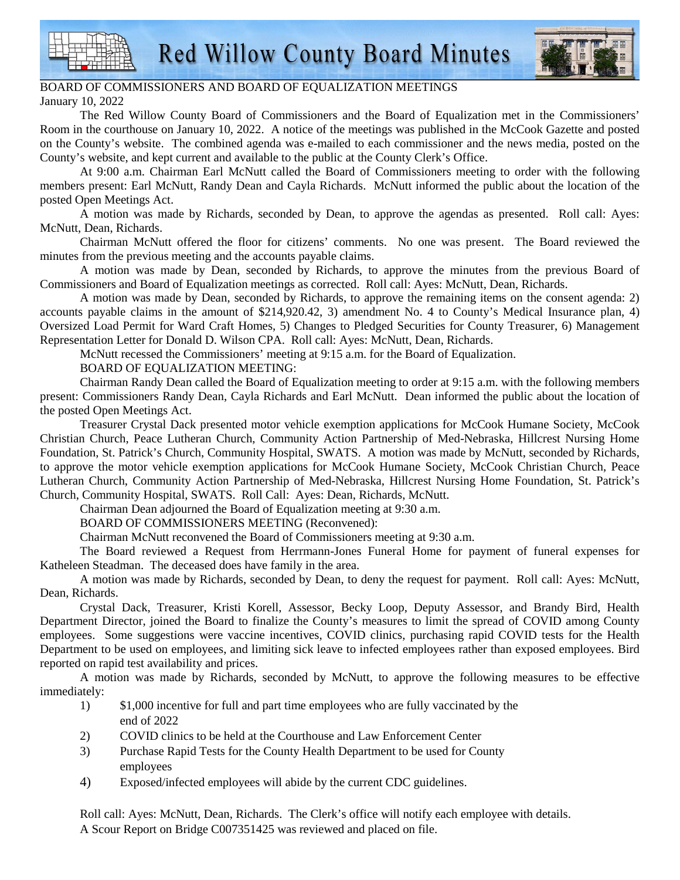# Red Willow County Board Minutes

BOARD OF COMMISSIONERS AND BOARD OF EQUALIZATION MEETINGS
January 10, 2022

The Red Willow County Board of Commissioners and the Board of Equalization met in the Commissioners' Room in the courthouse on January 10, 2022. A notice of the meetings was published in the McCook Gazette and posted on the County's website. The combined agenda was e-mailed to each commissioner and the news media, posted on the County's website, and kept current and available to the public at the County Clerk's Office.

At 9:00 a.m. Chairman Earl McNutt called the Board of Commissioners meeting to order with the following members present: Earl McNutt, Randy Dean and Cayla Richards. McNutt informed the public about the location of the posted Open Meetings Act.

A motion was made by Richards, seconded by Dean, to approve the agendas as presented. Roll call: Ayes: McNutt, Dean, Richards.

Chairman McNutt offered the floor for citizens' comments. No one was present. The Board reviewed the minutes from the previous meeting and the accounts payable claims.

A motion was made by Dean, seconded by Richards, to approve the minutes from the previous Board of Commissioners and Board of Equalization meetings as corrected. Roll call: Ayes: McNutt, Dean, Richards.

A motion was made by Dean, seconded by Richards, to approve the remaining items on the consent agenda: 2) accounts payable claims in the amount of $214,920.42, 3) amendment No. 4 to County's Medical Insurance plan, 4) Oversized Load Permit for Ward Craft Homes, 5) Changes to Pledged Securities for County Treasurer, 6) Management Representation Letter for Donald D. Wilson CPA. Roll call: Ayes: McNutt, Dean, Richards.

McNutt recessed the Commissioners' meeting at 9:15 a.m. for the Board of Equalization.

BOARD OF EQUALIZATION MEETING:

Chairman Randy Dean called the Board of Equalization meeting to order at 9:15 a.m. with the following members present: Commissioners Randy Dean, Cayla Richards and Earl McNutt. Dean informed the public about the location of the posted Open Meetings Act.

Treasurer Crystal Dack presented motor vehicle exemption applications for McCook Humane Society, McCook Christian Church, Peace Lutheran Church, Community Action Partnership of Med-Nebraska, Hillcrest Nursing Home Foundation, St. Patrick's Church, Community Hospital, SWATS. A motion was made by McNutt, seconded by Richards, to approve the motor vehicle exemption applications for McCook Humane Society, McCook Christian Church, Peace Lutheran Church, Community Action Partnership of Med-Nebraska, Hillcrest Nursing Home Foundation, St. Patrick's Church, Community Hospital, SWATS. Roll Call: Ayes: Dean, Richards, McNutt.

Chairman Dean adjourned the Board of Equalization meeting at 9:30 a.m.

BOARD OF COMMISSIONERS MEETING (Reconvened):

Chairman McNutt reconvened the Board of Commissioners meeting at 9:30 a.m.

The Board reviewed a Request from Herrmann-Jones Funeral Home for payment of funeral expenses for Katheleen Steadman. The deceased does have family in the area.

A motion was made by Richards, seconded by Dean, to deny the request for payment. Roll call: Ayes: McNutt, Dean, Richards.

Crystal Dack, Treasurer, Kristi Korell, Assessor, Becky Loop, Deputy Assessor, and Brandy Bird, Health Department Director, joined the Board to finalize the County's measures to limit the spread of COVID among County employees. Some suggestions were vaccine incentives, COVID clinics, purchasing rapid COVID tests for the Health Department to be used on employees, and limiting sick leave to infected employees rather than exposed employees. Bird reported on rapid test availability and prices.

A motion was made by Richards, seconded by McNutt, to approve the following measures to be effective immediately:

1) $1,000 incentive for full and part time employees who are fully vaccinated by the end of 2022
2) COVID clinics to be held at the Courthouse and Law Enforcement Center
3) Purchase Rapid Tests for the County Health Department to be used for County employees
4) Exposed/infected employees will abide by the current CDC guidelines.

Roll call: Ayes: McNutt, Dean, Richards. The Clerk's office will notify each employee with details.

A Scour Report on Bridge C007351425 was reviewed and placed on file.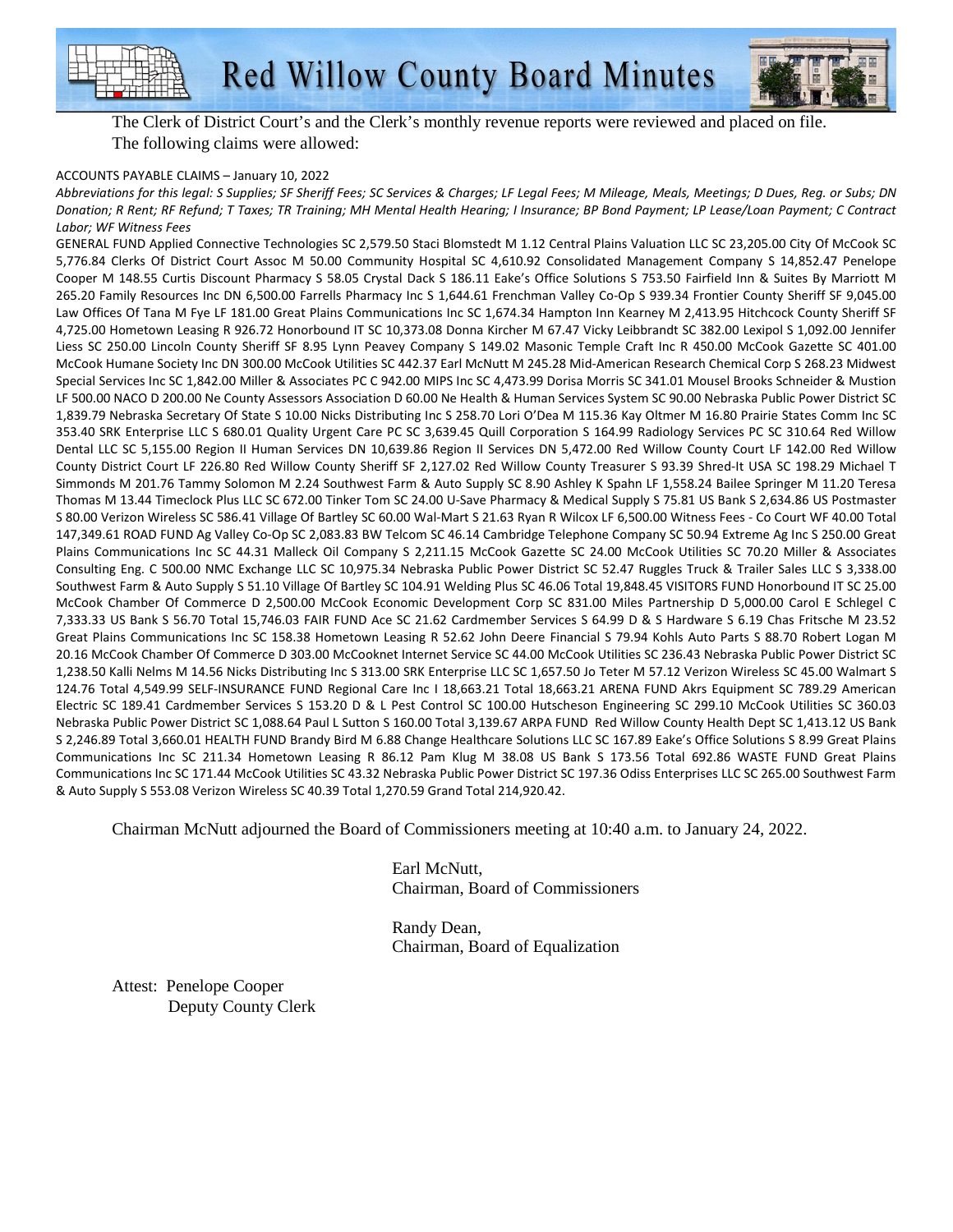The Clerk of District Court's and the Clerk's monthly revenue reports were reviewed and placed on file.
The following claims were allowed:

ACCOUNTS PAYABLE CLAIMS – January 10, 2022

*Abbreviations for this legal: S Supplies; SF Sheriff Fees; SC Services & Charges; LF Legal Fees; M Mileage, Meals, Meetings; D Dues, Reg. or Subs; DN Donation; R Rent; RF Refund; T Taxes; TR Training; MH Mental Health Hearing; I Insurance; BP Bond Payment; LP Lease/Loan Payment; C Contract Labor; WF Witness Fees*

GENERAL FUND Applied Connective Technologies SC 2,579.50 Staci Blomstedt M 1.12 Central Plains Valuation LLC SC 23,205.00 City Of McCook SC 5,776.84 Clerks Of District Court Assoc M 50.00 Community Hospital SC 4,610.92 Consolidated Management Company S 14,852.47 Penelope Cooper M 148.55 Curtis Discount Pharmacy S 58.05 Crystal Dack S 186.11 Eake's Office Solutions S 753.50 Fairfield Inn & Suites By Marriott M 265.20 Family Resources Inc DN 6,500.00 Farrells Pharmacy Inc S 1,644.61 Frenchman Valley Co-Op S 939.34 Frontier County Sheriff SF 9,045.00 Law Offices Of Tana M Fye LF 181.00 Great Plains Communications Inc SC 1,674.34 Hampton Inn Kearney M 2,413.95 Hitchcock County Sheriff SF 4,725.00 Hometown Leasing R 926.72 Honorbound IT SC 10,373.08 Donna Kircher M 67.47 Vicky Leibbrandt SC 382.00 Lexipol S 1,092.00 Jennifer Liess SC 250.00 Lincoln County Sheriff SF 8.95 Lynn Peavey Company S 149.02 Masonic Temple Craft Inc R 450.00 McCook Gazette SC 401.00 McCook Humane Society Inc DN 300.00 McCook Utilities SC 442.37 Earl McNutt M 245.28 Mid-American Research Chemical Corp S 268.23 Midwest Special Services Inc SC 1,842.00 Miller & Associates PC C 942.00 MIPS Inc SC 4,473.99 Dorisa Morris SC 341.01 Mousel Brooks Schneider & Mustion LF 500.00 NACO D 200.00 Ne County Assessors Association D 60.00 Ne Health & Human Services System SC 90.00 Nebraska Public Power District SC 1,839.79 Nebraska Secretary Of State S 10.00 Nicks Distributing Inc S 258.70 Lori O'Dea M 115.36 Kay Oltmer M 16.80 Prairie States Comm Inc SC 353.40 SRK Enterprise LLC S 680.01 Quality Urgent Care PC SC 3,639.45 Quill Corporation S 164.99 Radiology Services PC SC 310.64 Red Willow Dental LLC SC 5,155.00 Region II Human Services DN 10,639.86 Region II Services DN 5,472.00 Red Willow County Court LF 142.00 Red Willow County District Court LF 226.80 Red Willow County Sheriff SF 2,127.02 Red Willow County Treasurer S 93.39 Shred-It USA SC 198.29 Michael T Simmonds M 201.76 Tammy Solomon M 2.24 Southwest Farm & Auto Supply SC 8.90 Ashley K Spahn LF 1,558.24 Bailee Springer M 11.20 Teresa Thomas M 13.44 Timeclock Plus LLC SC 672.00 Tinker Tom SC 24.00 U-Save Pharmacy & Medical Supply S 75.81 US Bank S 2,634.86 US Postmaster S 80.00 Verizon Wireless SC 586.41 Village Of Bartley SC 60.00 Wal-Mart S 21.63 Ryan R Wilcox LF 6,500.00 Witness Fees - Co Court WF 40.00 Total 147,349.61 ROAD FUND Ag Valley Co-Op SC 2,083.83 BW Telcom SC 46.14 Cambridge Telephone Company SC 50.94 Extreme Ag Inc S 250.00 Great Plains Communications Inc SC 44.31 Malleck Oil Company S 2,211.15 McCook Gazette SC 24.00 McCook Utilities SC 70.20 Miller & Associates Consulting Eng. C 500.00 NMC Exchange LLC SC 10,975.34 Nebraska Public Power District SC 52.47 Ruggles Truck & Trailer Sales LLC S 3,338.00 Southwest Farm & Auto Supply S 51.10 Village Of Bartley SC 104.91 Welding Plus SC 46.06 Total 19,848.45 VISITORS FUND Honorbound IT SC 25.00 McCook Chamber Of Commerce D 2,500.00 McCook Economic Development Corp SC 831.00 Miles Partnership D 5,000.00 Carol E Schlegel C 7,333.33 US Bank S 56.70 Total 15,746.03 FAIR FUND Ace SC 21.62 Cardmember Services S 64.99 D & S Hardware S 6.19 Chas Fritsche M 23.52 Great Plains Communications Inc SC 158.38 Hometown Leasing R 52.62 John Deere Financial S 79.94 Kohls Auto Parts S 88.70 Robert Logan M 20.16 McCook Chamber Of Commerce D 303.00 McCooknet Internet Service SC 44.00 McCook Utilities SC 236.43 Nebraska Public Power District SC 1,238.50 Kalli Nelms M 14.56 Nicks Distributing Inc S 313.00 SRK Enterprise LLC SC 1,657.50 Jo Teter M 57.12 Verizon Wireless SC 45.00 Walmart S 124.76 Total 4,549.99 SELF-INSURANCE FUND Regional Care Inc I 18,663.21 Total 18,663.21 ARENA FUND Akrs Equipment SC 789.29 American Electric SC 189.41 Cardmember Services S 153.20 D & L Pest Control SC 100.00 Hutscheson Engineering SC 299.10 McCook Utilities SC 360.03 Nebraska Public Power District SC 1,088.64 Paul L Sutton S 160.00 Total 3,139.67 ARPA FUND Red Willow County Health Dept SC 1,413.12 US Bank S 2,246.89 Total 3,660.01 HEALTH FUND Brandy Bird M 6.88 Change Healthcare Solutions LLC SC 167.89 Eake's Office Solutions S 8.99 Great Plains Communications Inc SC 211.34 Hometown Leasing R 86.12 Pam Klug M 38.08 US Bank S 173.56 Total 692.86 WASTE FUND Great Plains Communications Inc SC 171.44 McCook Utilities SC 43.32 Nebraska Public Power District SC 197.36 Odiss Enterprises LLC SC 265.00 Southwest Farm & Auto Supply S 553.08 Verizon Wireless SC 40.39 Total 1,270.59 Grand Total 214,920.42.

Chairman McNutt adjourned the Board of Commissioners meeting at 10:40 a.m. to January 24, 2022.

Earl McNutt,
Chairman, Board of Commissioners

Randy Dean,
Chairman, Board of Equalization

Attest: Penelope Cooper
Deputy County Clerk